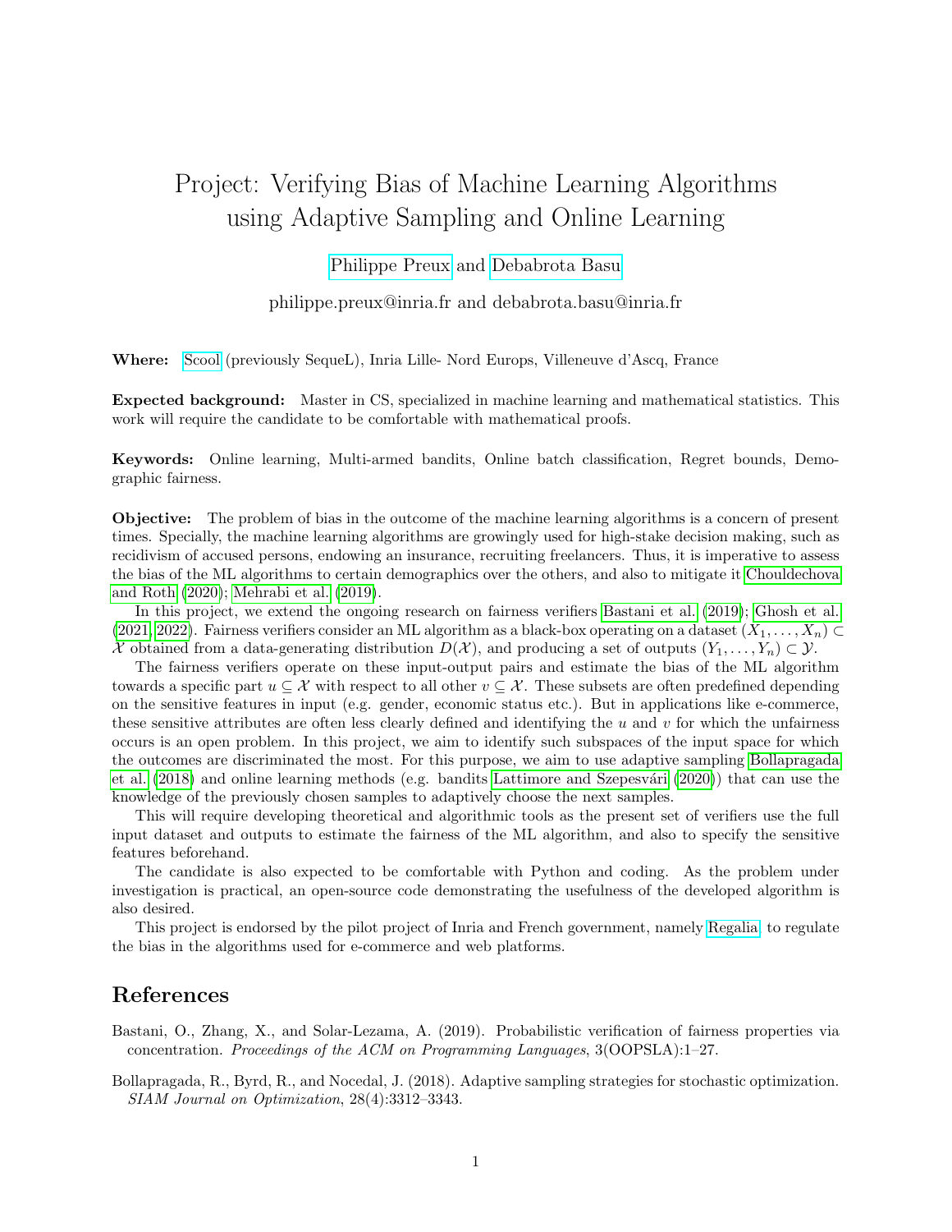# Project: Verifying Bias of Machine Learning Algorithms using Adaptive Sampling and Online Learning

Philippe Preux and Debabrota Basu

philippe.preux@inria.fr and debabrota.basu@inria.fr

**Where:** Scool (previously SequeL), Inria Lille- Nord Europs, Villeneuve d'Ascq, France

**Expected background:** Master in CS, specialized in machine learning and mathematical statistics. This work will require the candidate to be comfortable with mathematical proofs.

**Keywords:** Online learning, Multi-armed bandits, Online batch classification, Regret bounds, Demographic fairness.

**Objective:** The problem of bias in the outcome of the machine learning algorithms is a concern of present times. Specially, the machine learning algorithms are growingly used for high-stake decision making, such as recidivism of accused persons, endowing an insurance, recruiting freelancers. Thus, it is imperative to assess the bias of the ML algorithms to certain demographics over the others, and also to mitigate it Chouldechova and Roth (2020); Mehrabi et al. (2019).

In this project, we extend the ongoing research on fairness verifiers Bastani et al. (2019); Ghosh et al. (2021, 2022). Fairness verifiers consider an ML algorithm as a black-box operating on a dataset $(X_1, \ldots, X_n) \subset \mathcal{X}$ obtained from a data-generating distribution $D(\mathcal{X})$, and producing a set of outputs $(Y_1, \ldots, Y_n) \subset \mathcal{Y}$.

The fairness verifiers operate on these input-output pairs and estimate the bias of the ML algorithm towards a specific part $u \subseteq \mathcal{X}$ with respect to all other $v \subseteq \mathcal{X}$. These subsets are often predefined depending on the sensitive features in input (e.g. gender, economic status etc.). But in applications like e-commerce, these sensitive attributes are often less clearly defined and identifying the $u$ and $v$ for which the unfairness occurs is an open problem. In this project, we aim to identify such subspaces of the input space for which the outcomes are discriminated the most. For this purpose, we aim to use adaptive sampling Bollapragada et al. (2018) and online learning methods (e.g. bandits Lattimore and Szepesvári (2020)) that can use the knowledge of the previously chosen samples to adaptively choose the next samples.

This will require developing theoretical and algorithmic tools as the present set of verifiers use the full input dataset and outputs to estimate the fairness of the ML algorithm, and also to specify the sensitive features beforehand.

The candidate is also expected to be comfortable with Python and coding. As the problem under investigation is practical, an open-source code demonstrating the usefulness of the developed algorithm is also desired.

This project is endorsed by the pilot project of Inria and French government, namely Regalia, to regulate the bias in the algorithms used for e-commerce and web platforms.

## References

Bastani, O., Zhang, X., and Solar-Lezama, A. (2019). Probabilistic verification of fairness properties via concentration. *Proceedings of the ACM on Programming Languages*, 3(OOPSLA):1–27.

Bollapragada, R., Byrd, R., and Nocedal, J. (2018). Adaptive sampling strategies for stochastic optimization. *SIAM Journal on Optimization*, 28(4):3312–3343.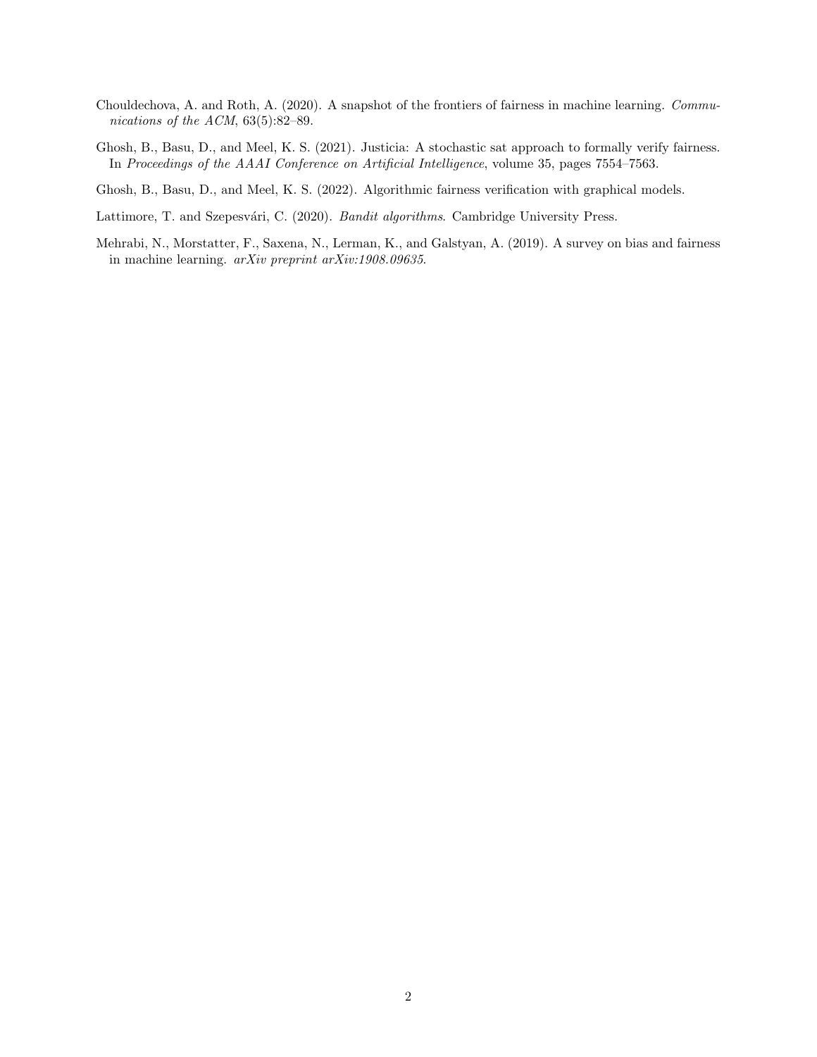Chouldechova, A. and Roth, A. (2020). A snapshot of the frontiers of fairness in machine learning. *Communications of the ACM*, 63(5):82–89.

Ghosh, B., Basu, D., and Meel, K. S. (2021). Justicia: A stochastic sat approach to formally verify fairness. In *Proceedings of the AAAI Conference on Artificial Intelligence*, volume 35, pages 7554–7563.

Ghosh, B., Basu, D., and Meel, K. S. (2022). Algorithmic fairness verification with graphical models.

Lattimore, T. and Szepesvári, C. (2020). *Bandit algorithms*. Cambridge University Press.

Mehrabi, N., Morstatter, F., Saxena, N., Lerman, K., and Galstyan, A. (2019). A survey on bias and fairness in machine learning. *arXiv preprint arXiv:1908.09635*.